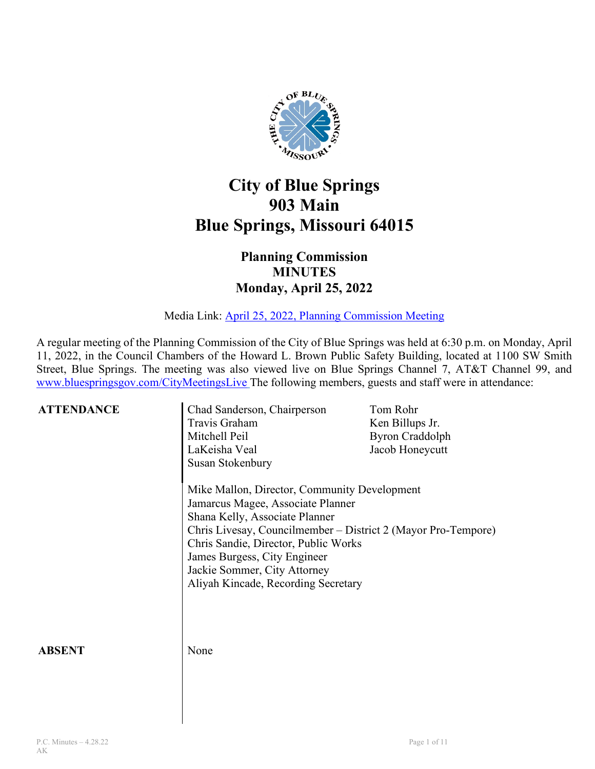# City of Blue Springs
# 903 Main
# Blue Springs, Missouri 64015

## Planning Commission
## MINUTES
## Monday, April 25, 2022

Media Link: [April 25, 2022, Planning Commission Meeting]

A regular meeting of the Planning Commission of the City of Blue Springs was held at 6:30 p.m. on Monday, April 11, 2022, in the Council Chambers of the Howard L. Brown Public Safety Building, located at 1100 SW Smith Street, Blue Springs. The meeting was also viewed live on Blue Springs Channel 7, AT&T Channel 99, and www.bluespringsgov.com/CityMeetingsLive The following members, guests and staff were in attendance:

**ATTENDANCE**

Chad Sanderson, Chairperson
Travis Graham
Mitchell Peil
LaKeisha Veal
Susan Stokenbury
Tom Rohr
Ken Billups Jr.
Byron Craddolph
Jacob Honeycutt

Mike Mallon, Director, Community Development
Jamarcus Magee, Associate Planner
Shana Kelly, Associate Planner
Chris Livesay, Councilmember – District 2 (Mayor Pro-Tempore)
Chris Sandie, Director, Public Works
James Burgess, City Engineer
Jackie Sommer, City Attorney
Aliyah Kincade, Recording Secretary

**ABSENT**

None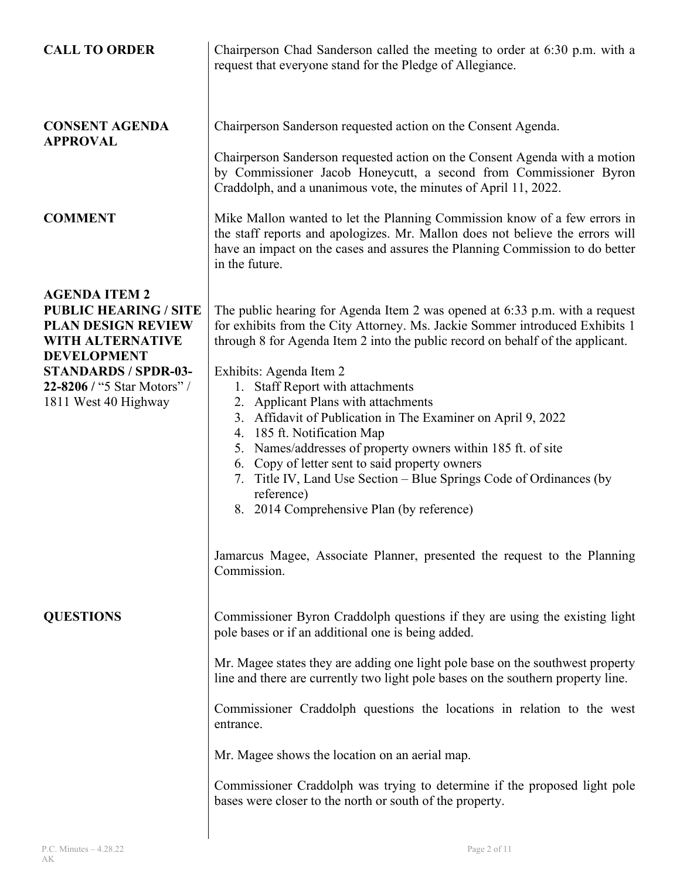**CALL TO ORDER**

Chairperson Chad Sanderson called the meeting to order at 6:30 p.m. with a request that everyone stand for the Pledge of Allegiance.

**CONSENT AGENDA APPROVAL**

Chairperson Sanderson requested action on the Consent Agenda.

Chairperson Sanderson requested action on the Consent Agenda with a motion by Commissioner Jacob Honeycutt, a second from Commissioner Byron Craddolph, and a unanimous vote, the minutes of April 11, 2022.

**COMMENT**

Mike Mallon wanted to let the Planning Commission know of a few errors in the staff reports and apologizes. Mr. Mallon does not believe the errors will have an impact on the cases and assures the Planning Commission to do better in the future.

**AGENDA ITEM 2 PUBLIC HEARING / SITE PLAN DESIGN REVIEW WITH ALTERNATIVE DEVELOPMENT STANDARDS / SPDR-03-22-8206 /** "5 Star Motors" / 1811 West 40 Highway

The public hearing for Agenda Item 2 was opened at 6:33 p.m. with a request for exhibits from the City Attorney. Ms. Jackie Sommer introduced Exhibits 1 through 8 for Agenda Item 2 into the public record on behalf of the applicant.

Exhibits: Agenda Item 2

1. Staff Report with attachments
2. Applicant Plans with attachments
3. Affidavit of Publication in The Examiner on April 9, 2022
4. 185 ft. Notification Map
5. Names/addresses of property owners within 185 ft. of site
6. Copy of letter sent to said property owners
7. Title IV, Land Use Section – Blue Springs Code of Ordinances (by reference)
8. 2014 Comprehensive Plan (by reference)

Jamarcus Magee, Associate Planner, presented the request to the Planning Commission.

**QUESTIONS**

Commissioner Byron Craddolph questions if they are using the existing light pole bases or if an additional one is being added.

Mr. Magee states they are adding one light pole base on the southwest property line and there are currently two light pole bases on the southern property line.

Commissioner Craddolph questions the locations in relation to the west entrance.

Mr. Magee shows the location on an aerial map.

Commissioner Craddolph was trying to determine if the proposed light pole bases were closer to the north or south of the property.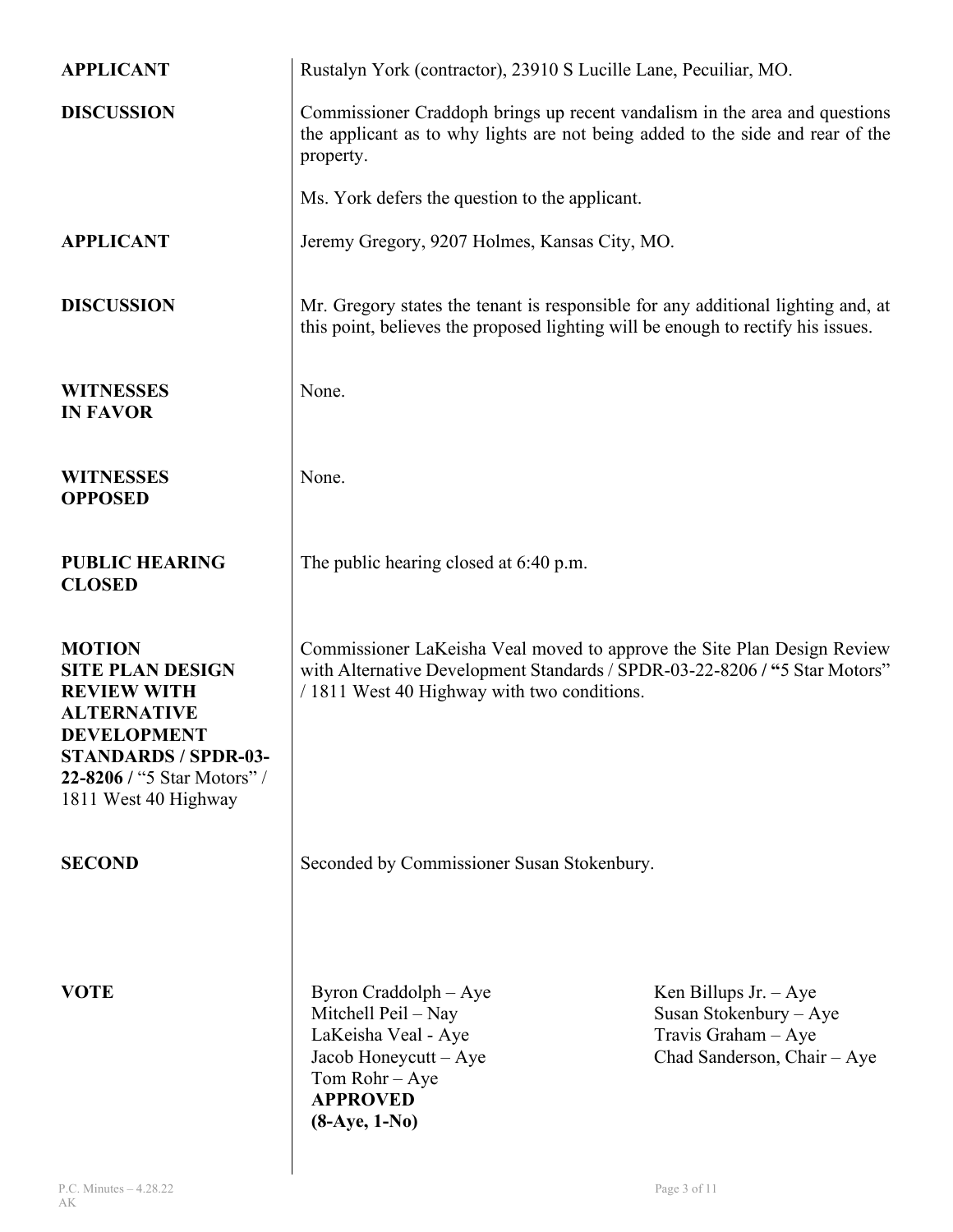**APPLICANT**

Rustalyn York (contractor), 23910 S Lucille Lane, Pecuiliar, MO.

**DISCUSSION**

Commissioner Craddoph brings up recent vandalism in the area and questions the applicant as to why lights are not being added to the side and rear of the property.

Ms. York defers the question to the applicant.

**APPLICANT**

Jeremy Gregory, 9207 Holmes, Kansas City, MO.

**DISCUSSION**

Mr. Gregory states the tenant is responsible for any additional lighting and, at this point, believes the proposed lighting will be enough to rectify his issues.

**WITNESSES IN FAVOR**

None.

**WITNESSES OPPOSED**

None.

**PUBLIC HEARING CLOSED**

The public hearing closed at 6:40 p.m.

**MOTION SITE PLAN DESIGN REVIEW WITH ALTERNATIVE DEVELOPMENT STANDARDS / SPDR-03-22-8206 /** "5 Star Motors" / 1811 West 40 Highway

Commissioner LaKeisha Veal moved to approve the Site Plan Design Review with Alternative Development Standards / SPDR-03-22-8206 / "5 Star Motors" / 1811 West 40 Highway with two conditions.

**SECOND**

Seconded by Commissioner Susan Stokenbury.

**VOTE**

Byron Craddolph – Aye
Mitchell Peil – Nay
LaKeisha Veal - Aye
Jacob Honeycutt – Aye
Tom Rohr – Aye
Ken Billups Jr. – Aye
Susan Stokenbury – Aye
Travis Graham – Aye
Chad Sanderson, Chair – Aye

**APPROVED**
**(8-Aye, 1-No)**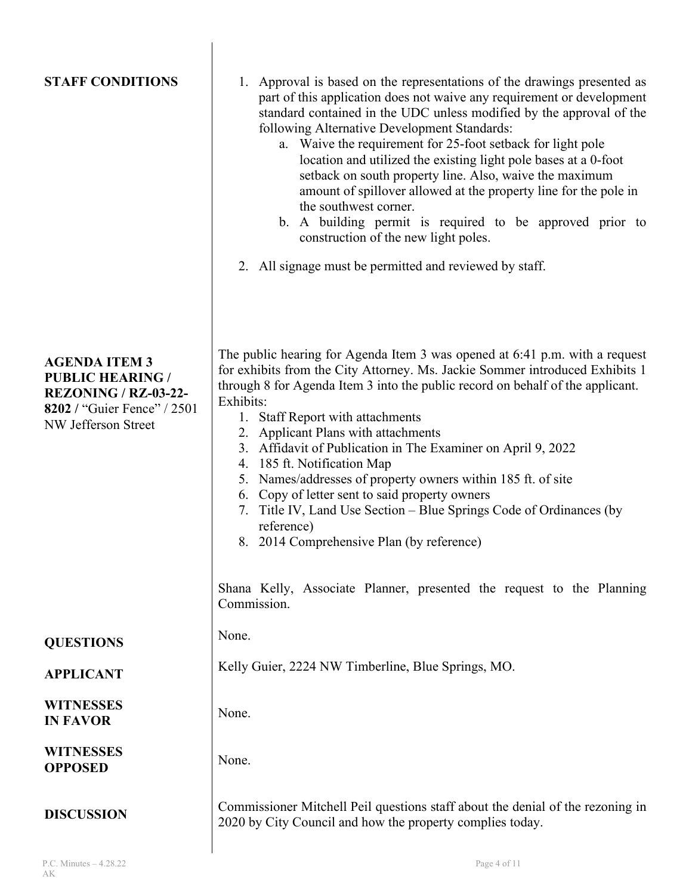**STAFF CONDITIONS**

1. Approval is based on the representations of the drawings presented as part of this application does not waive any requirement or development standard contained in the UDC unless modified by the approval of the following Alternative Development Standards:
   a. Waive the requirement for 25-foot setback for light pole location and utilized the existing light pole bases at a 0-foot setback on south property line. Also, waive the maximum amount of spillover allowed at the property line for the pole in the southwest corner.
   b. A building permit is required to be approved prior to construction of the new light poles.
2. All signage must be permitted and reviewed by staff.

**AGENDA ITEM 3 PUBLIC HEARING / REZONING / RZ-03-22-8202 /** "Guier Fence" / 2501 NW Jefferson Street

The public hearing for Agenda Item 3 was opened at 6:41 p.m. with a request for exhibits from the City Attorney. Ms. Jackie Sommer introduced Exhibits 1 through 8 for Agenda Item 3 into the public record on behalf of the applicant.

Exhibits:

1. Staff Report with attachments
2. Applicant Plans with attachments
3. Affidavit of Publication in The Examiner on April 9, 2022
4. 185 ft. Notification Map
5. Names/addresses of property owners within 185 ft. of site
6. Copy of letter sent to said property owners
7. Title IV, Land Use Section – Blue Springs Code of Ordinances (by reference)
8. 2014 Comprehensive Plan (by reference)

Shana Kelly, Associate Planner, presented the request to the Planning Commission.

**QUESTIONS**

None.

**APPLICANT**

Kelly Guier, 2224 NW Timberline, Blue Springs, MO.

**WITNESSES IN FAVOR**

None.

**WITNESSES OPPOSED**

None.

**DISCUSSION**

Commissioner Mitchell Peil questions staff about the denial of the rezoning in 2020 by City Council and how the property complies today.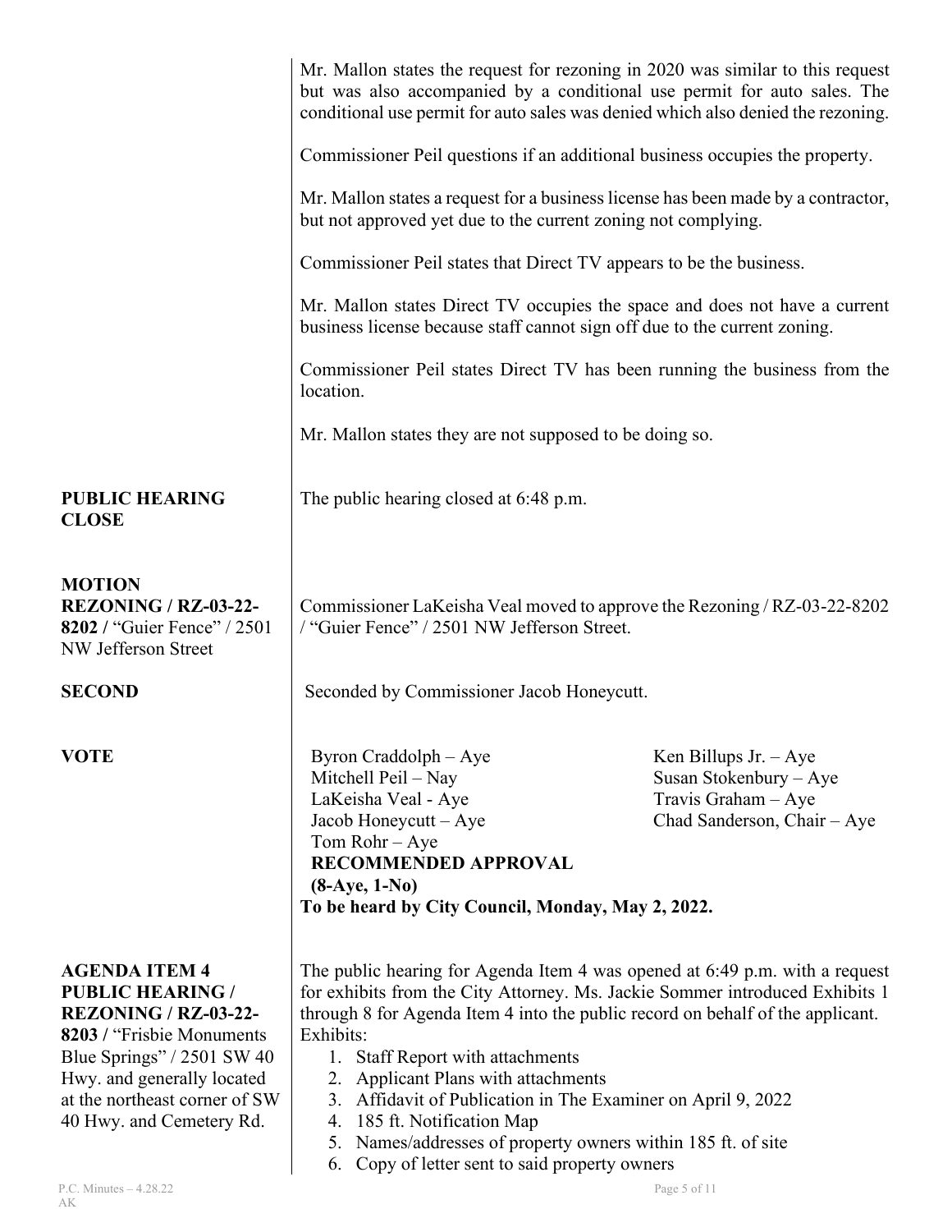Mr. Mallon states the request for rezoning in 2020 was similar to this request but was also accompanied by a conditional use permit for auto sales. The conditional use permit for auto sales was denied which also denied the rezoning.

Commissioner Peil questions if an additional business occupies the property.

Mr. Mallon states a request for a business license has been made by a contractor, but not approved yet due to the current zoning not complying.

Commissioner Peil states that Direct TV appears to be the business.

Mr. Mallon states Direct TV occupies the space and does not have a current business license because staff cannot sign off due to the current zoning.

Commissioner Peil states Direct TV has been running the business from the location.

Mr. Mallon states they are not supposed to be doing so.

**PUBLIC HEARING CLOSE**

The public hearing closed at 6:48 p.m.

**MOTION REZONING / RZ-03-22-8202 /** "Guier Fence" / 2501 NW Jefferson Street

Commissioner LaKeisha Veal moved to approve the Rezoning / RZ-03-22-8202 / "Guier Fence" / 2501 NW Jefferson Street.

**SECOND**

Seconded by Commissioner Jacob Honeycutt.

**VOTE**

Byron Craddolph – Aye
Mitchell Peil – Nay
LaKeisha Veal - Aye
Jacob Honeycutt – Aye
Tom Rohr – Aye
Ken Billups Jr. – Aye
Susan Stokenbury – Aye
Travis Graham – Aye
Chad Sanderson, Chair – Aye

**RECOMMENDED APPROVAL**
**(8-Aye, 1-No)**
**To be heard by City Council, Monday, May 2, 2022.**

**AGENDA ITEM 4 PUBLIC HEARING / REZONING / RZ-03-22-8203 /** "Frisbie Monuments Blue Springs" / 2501 SW 40 Hwy. and generally located at the northeast corner of SW 40 Hwy. and Cemetery Rd.

The public hearing for Agenda Item 4 was opened at 6:49 p.m. with a request for exhibits from the City Attorney. Ms. Jackie Sommer introduced Exhibits 1 through 8 for Agenda Item 4 into the public record on behalf of the applicant.
Exhibits:

1. Staff Report with attachments
2. Applicant Plans with attachments
3. Affidavit of Publication in The Examiner on April 9, 2022
4. 185 ft. Notification Map
5. Names/addresses of property owners within 185 ft. of site
6. Copy of letter sent to said property owners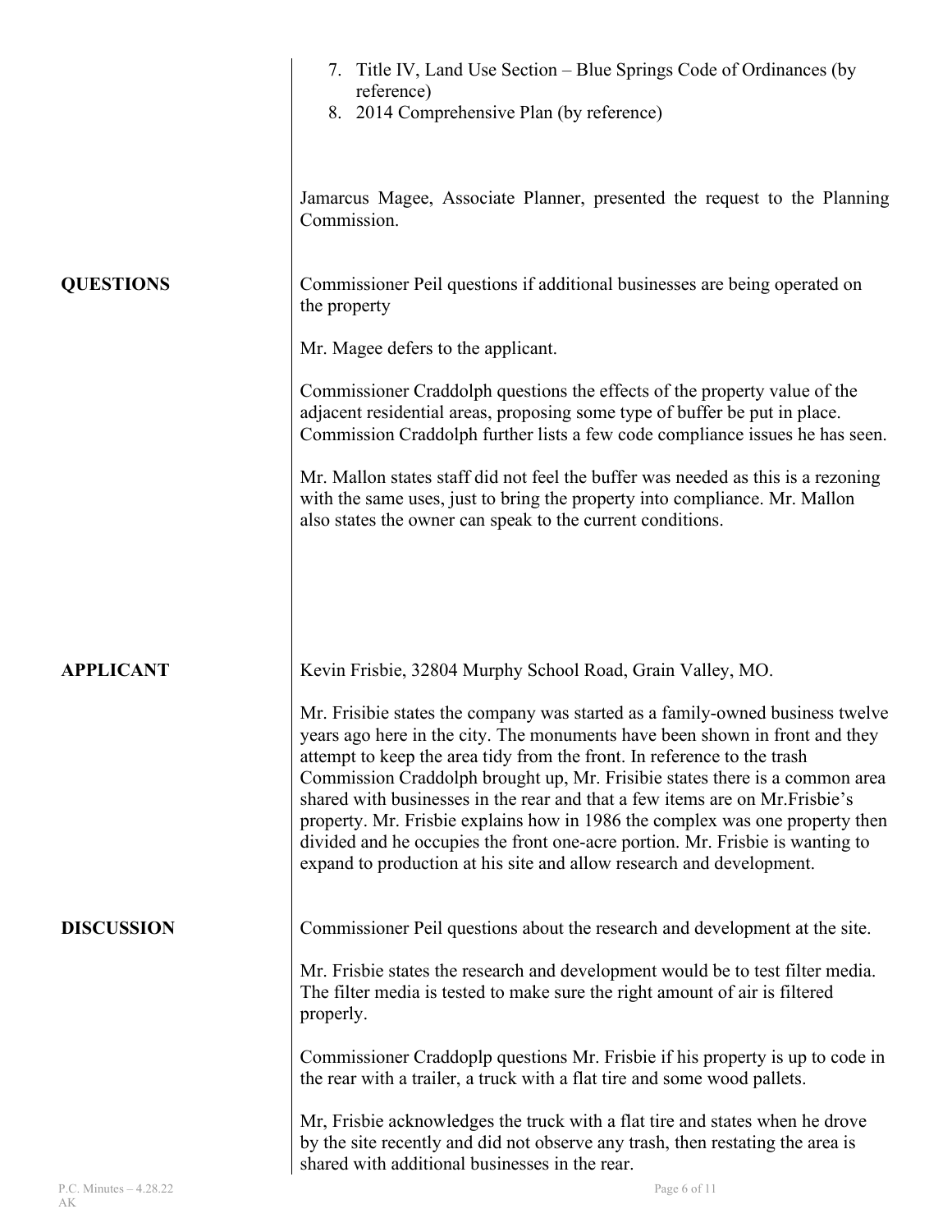7. Title IV, Land Use Section – Blue Springs Code of Ordinances (by reference)
8. 2014 Comprehensive Plan (by reference)

Jamarcus Magee, Associate Planner, presented the request to the Planning Commission.

**QUESTIONS**

Commissioner Peil questions if additional businesses are being operated on the property

Mr. Magee defers to the applicant.

Commissioner Craddolph questions the effects of the property value of the adjacent residential areas, proposing some type of buffer be put in place. Commission Craddolph further lists a few code compliance issues he has seen.

Mr. Mallon states staff did not feel the buffer was needed as this is a rezoning with the same uses, just to bring the property into compliance. Mr. Mallon also states the owner can speak to the current conditions.

**APPLICANT**

Kevin Frisbie, 32804 Murphy School Road, Grain Valley, MO.

Mr. Frisibie states the company was started as a family-owned business twelve years ago here in the city. The monuments have been shown in front and they attempt to keep the area tidy from the front. In reference to the trash Commission Craddolph brought up, Mr. Frisibie states there is a common area shared with businesses in the rear and that a few items are on Mr.Frisbie's property. Mr. Frisbie explains how in 1986 the complex was one property then divided and he occupies the front one-acre portion. Mr. Frisbie is wanting to expand to production at his site and allow research and development.

**DISCUSSION**

Commissioner Peil questions about the research and development at the site.

Mr. Frisbie states the research and development would be to test filter media. The filter media is tested to make sure the right amount of air is filtered properly.

Commissioner Craddoplp questions Mr. Frisbie if his property is up to code in the rear with a trailer, a truck with a flat tire and some wood pallets.

Mr, Frisbie acknowledges the truck with a flat tire and states when he drove by the site recently and did not observe any trash, then restating the area is shared with additional businesses in the rear.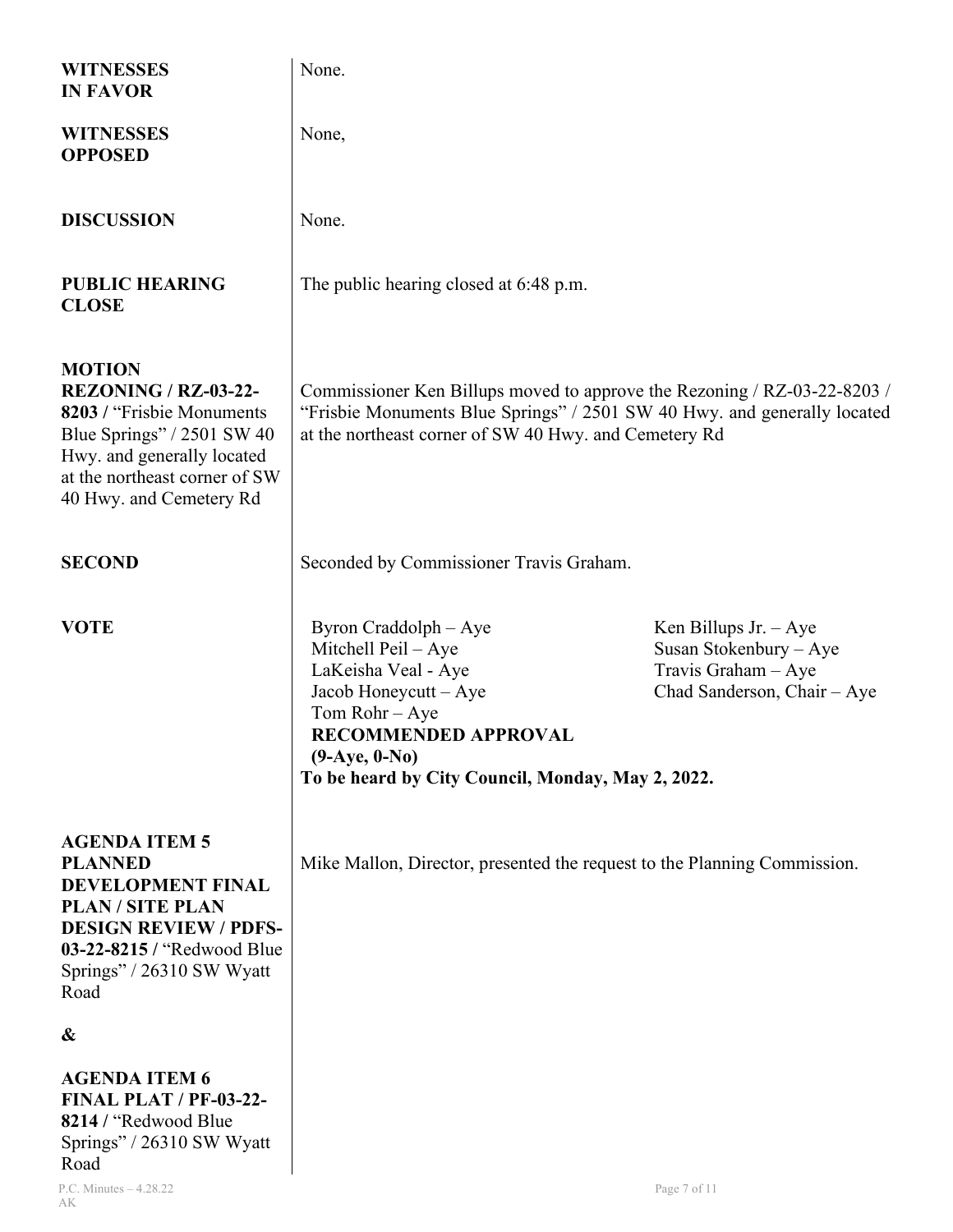**WITNESSES IN FAVOR**

None.

**WITNESSES OPPOSED**

None,

**DISCUSSION**

None.

**PUBLIC HEARING CLOSE**

The public hearing closed at 6:48 p.m.

**MOTION REZONING / RZ-03-22-8203 /** "Frisbie Monuments Blue Springs" / 2501 SW 40 Hwy. and generally located at the northeast corner of SW 40 Hwy. and Cemetery Rd

Commissioner Ken Billups moved to approve the Rezoning / RZ-03-22-8203 / "Frisbie Monuments Blue Springs" / 2501 SW 40 Hwy. and generally located at the northeast corner of SW 40 Hwy. and Cemetery Rd

**SECOND**

Seconded by Commissioner Travis Graham.

**VOTE**

Byron Craddolph – Aye
Mitchell Peil – Aye
LaKeisha Veal - Aye
Jacob Honeycutt – Aye
Tom Rohr – Aye
Ken Billups Jr. – Aye
Susan Stokenbury – Aye
Travis Graham – Aye
Chad Sanderson, Chair – Aye

**RECOMMENDED APPROVAL**
**(9-Aye, 0-No)**

**To be heard by City Council, Monday, May 2, 2022.**

**AGENDA ITEM 5 PLANNED DEVELOPMENT FINAL PLAN / SITE PLAN DESIGN REVIEW / PDFS-03-22-8215 /** "Redwood Blue Springs" / 26310 SW Wyatt Road

**&**

**AGENDA ITEM 6 FINAL PLAT / PF-03-22-8214 /** "Redwood Blue Springs" / 26310 SW Wyatt Road

Mike Mallon, Director, presented the request to the Planning Commission.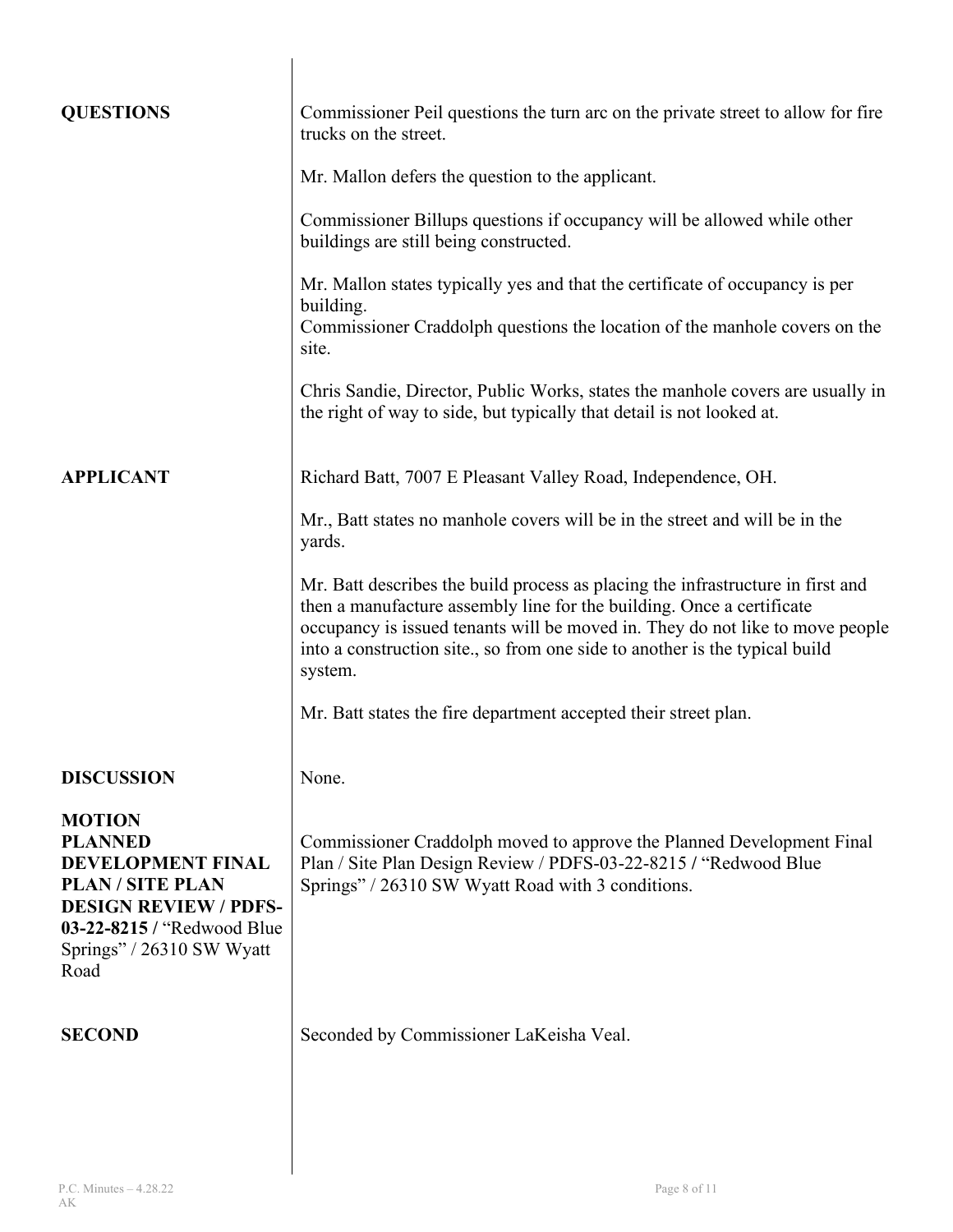**QUESTIONS**

Commissioner Peil questions the turn arc on the private street to allow for fire trucks on the street.

Mr. Mallon defers the question to the applicant.

Commissioner Billups questions if occupancy will be allowed while other buildings are still being constructed.

Mr. Mallon states typically yes and that the certificate of occupancy is per building.
Commissioner Craddolph questions the location of the manhole covers on the site.

Chris Sandie, Director, Public Works, states the manhole covers are usually in the right of way to side, but typically that detail is not looked at.

**APPLICANT**

Richard Batt, 7007 E Pleasant Valley Road, Independence, OH.

Mr., Batt states no manhole covers will be in the street and will be in the yards.

Mr. Batt describes the build process as placing the infrastructure in first and then a manufacture assembly line for the building. Once a certificate occupancy is issued tenants will be moved in. They do not like to move people into a construction site., so from one side to another is the typical build system.

Mr. Batt states the fire department accepted their street plan.

**DISCUSSION**

None.

**MOTION PLANNED DEVELOPMENT FINAL PLAN / SITE PLAN DESIGN REVIEW / PDFS-03-22-8215 /** "Redwood Blue Springs" / 26310 SW Wyatt Road

Commissioner Craddolph moved to approve the Planned Development Final Plan / Site Plan Design Review / PDFS-03-22-8215 **/** "Redwood Blue Springs" / 26310 SW Wyatt Road with 3 conditions.

**SECOND**

Seconded by Commissioner LaKeisha Veal.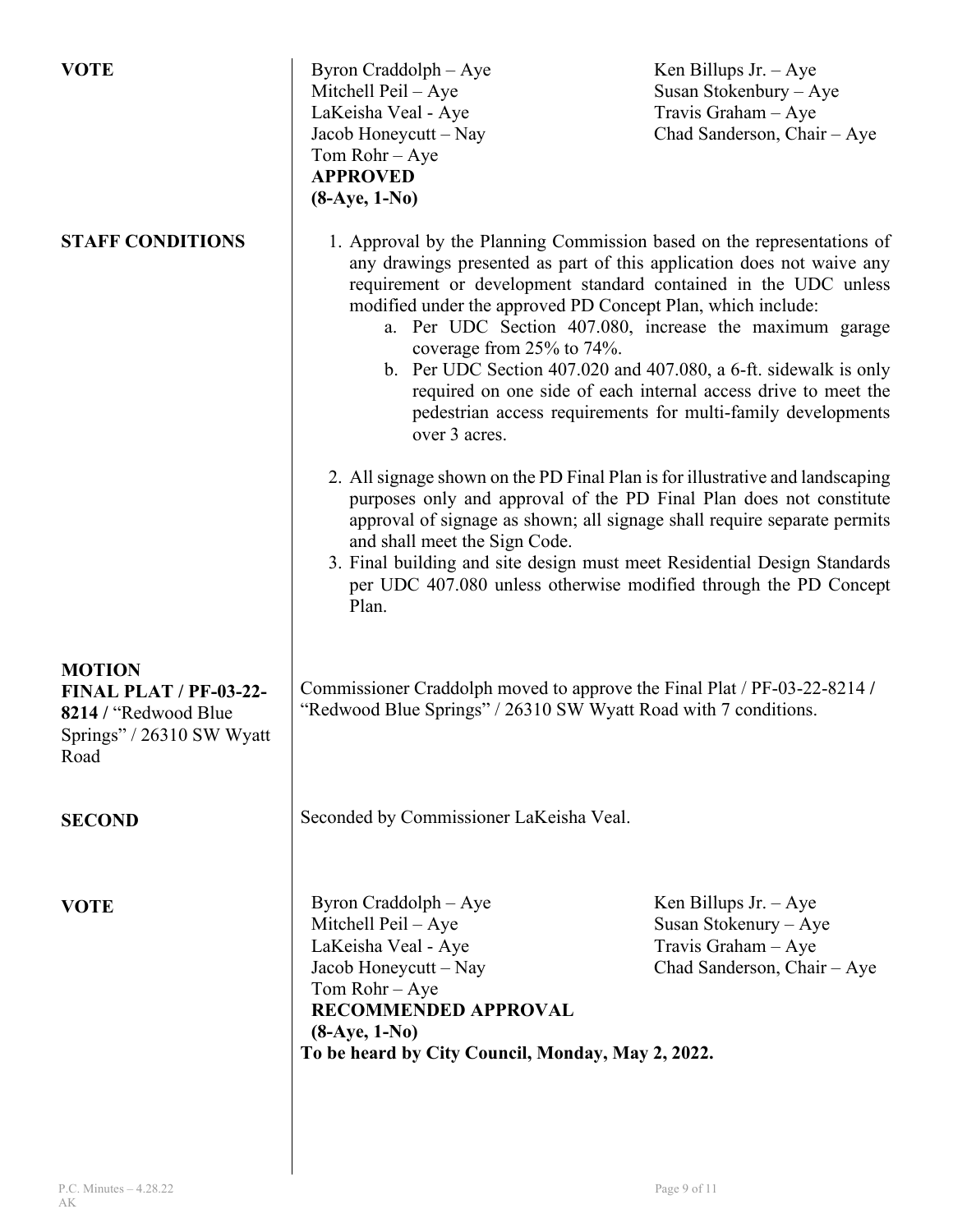**VOTE**

Byron Craddolph – Aye
Mitchell Peil – Aye
LaKeisha Veal - Aye
Jacob Honeycutt – Nay
Tom Rohr – Aye
Ken Billups Jr. – Aye
Susan Stokenbury – Aye
Travis Graham – Aye
Chad Sanderson, Chair – Aye

**APPROVED**
**(8-Aye, 1-No)**

**STAFF CONDITIONS**

1. Approval by the Planning Commission based on the representations of any drawings presented as part of this application does not waive any requirement or development standard contained in the UDC unless modified under the approved PD Concept Plan, which include:
   a. Per UDC Section 407.080, increase the maximum garage coverage from 25% to 74%.
   b. Per UDC Section 407.020 and 407.080, a 6-ft. sidewalk is only required on one side of each internal access drive to meet the pedestrian access requirements for multi-family developments over 3 acres.
2. All signage shown on the PD Final Plan is for illustrative and landscaping purposes only and approval of the PD Final Plan does not constitute approval of signage as shown; all signage shall require separate permits and shall meet the Sign Code.
3. Final building and site design must meet Residential Design Standards per UDC 407.080 unless otherwise modified through the PD Concept Plan.

**MOTION**
**FINAL PLAT / PF-03-22-8214 /** "Redwood Blue Springs" / 26310 SW Wyatt Road

Commissioner Craddolph moved to approve the Final Plat / PF-03-22-8214 / "Redwood Blue Springs" / 26310 SW Wyatt Road with 7 conditions.

**SECOND**

Seconded by Commissioner LaKeisha Veal.

**VOTE**

Byron Craddolph – Aye
Mitchell Peil – Aye
LaKeisha Veal - Aye
Jacob Honeycutt – Nay
Tom Rohr – Aye
Ken Billups Jr. – Aye
Susan Stokenury – Aye
Travis Graham – Aye
Chad Sanderson, Chair – Aye

**RECOMMENDED APPROVAL**
**(8-Aye, 1-No)**
**To be heard by City Council, Monday, May 2, 2022.**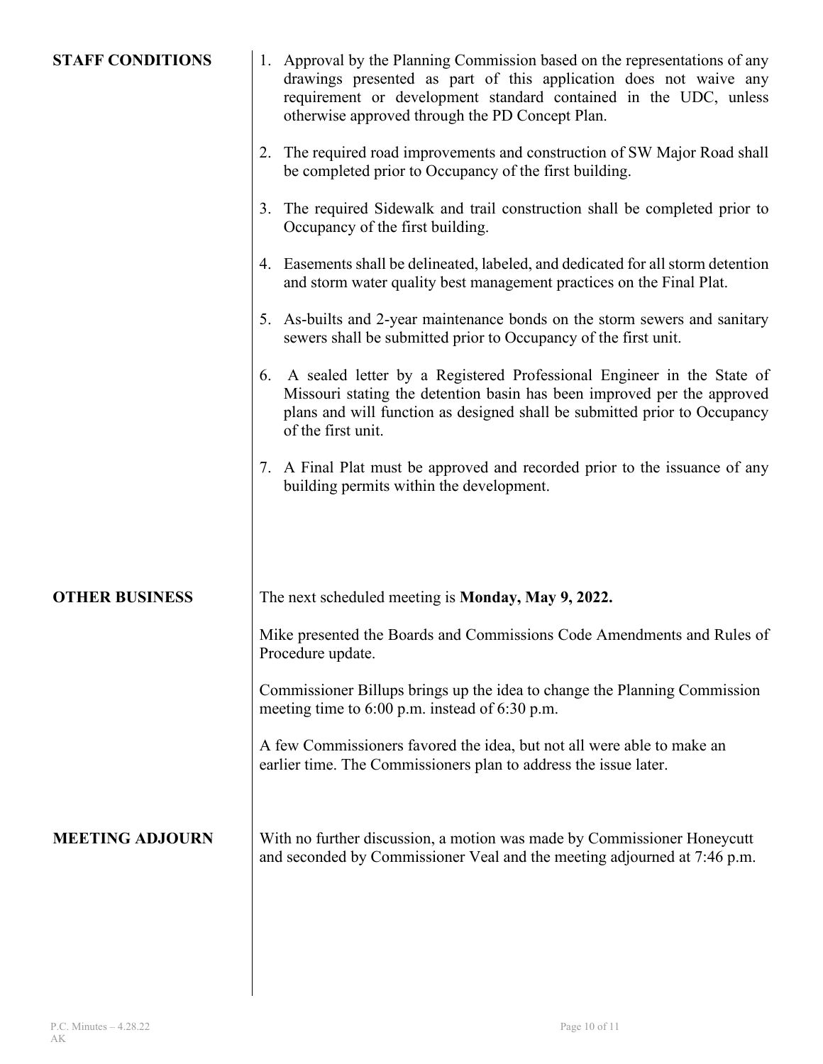**STAFF CONDITIONS**

1. Approval by the Planning Commission based on the representations of any drawings presented as part of this application does not waive any requirement or development standard contained in the UDC, unless otherwise approved through the PD Concept Plan.

2. The required road improvements and construction of SW Major Road shall be completed prior to Occupancy of the first building.

3. The required Sidewalk and trail construction shall be completed prior to Occupancy of the first building.

4. Easements shall be delineated, labeled, and dedicated for all storm detention and storm water quality best management practices on the Final Plat.

5. As-builts and 2-year maintenance bonds on the storm sewers and sanitary sewers shall be submitted prior to Occupancy of the first unit.

6. A sealed letter by a Registered Professional Engineer in the State of Missouri stating the detention basin has been improved per the approved plans and will function as designed shall be submitted prior to Occupancy of the first unit.

7. A Final Plat must be approved and recorded prior to the issuance of any building permits within the development.

**OTHER BUSINESS**

The next scheduled meeting is **Monday, May 9, 2022.**

Mike presented the Boards and Commissions Code Amendments and Rules of Procedure update.

Commissioner Billups brings up the idea to change the Planning Commission meeting time to 6:00 p.m. instead of 6:30 p.m.

A few Commissioners favored the idea, but not all were able to make an earlier time. The Commissioners plan to address the issue later.

**MEETING ADJOURN**

With no further discussion, a motion was made by Commissioner Honeycutt and seconded by Commissioner Veal and the meeting adjourned at 7:46 p.m.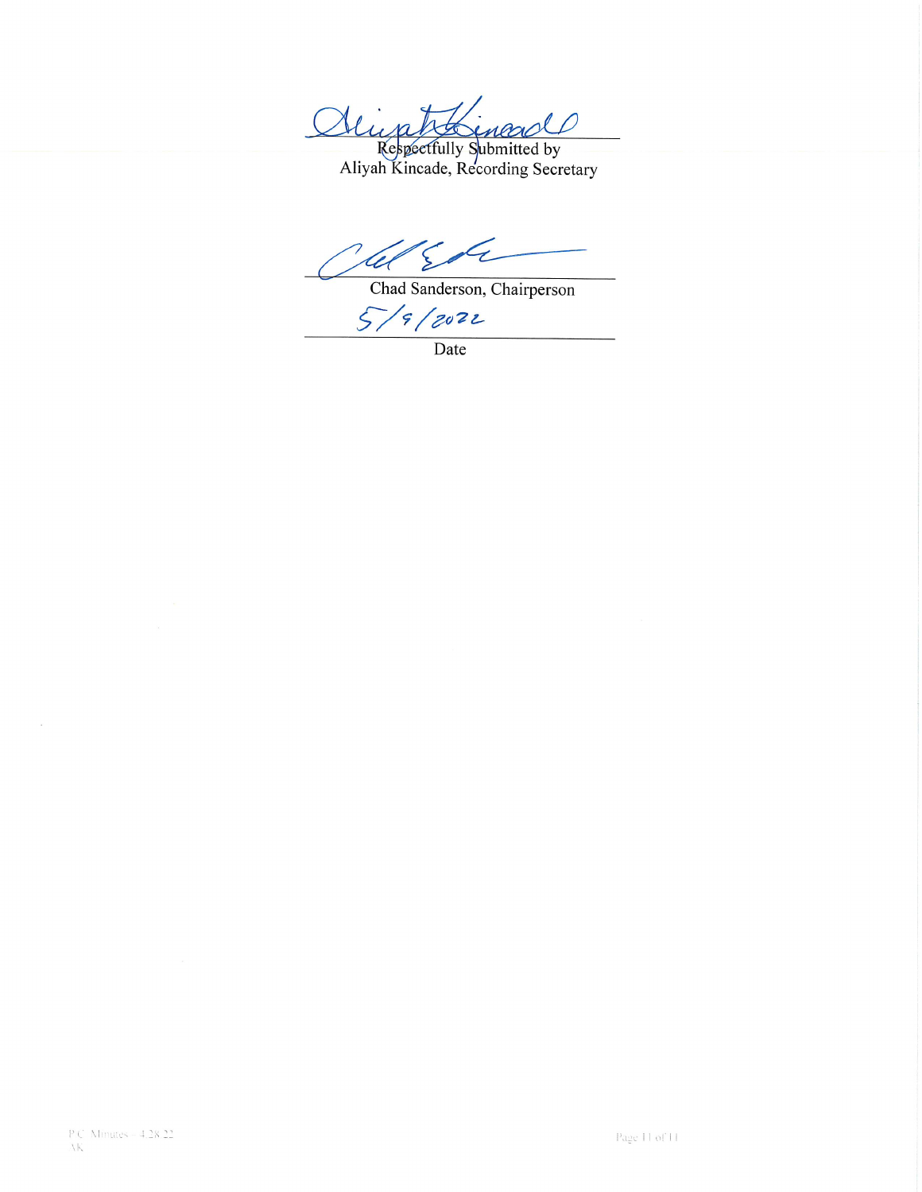Respectfully Submitted by
Aliyah Kincade, Recording Secretary

Chad Sanderson, Chairperson

5/9/2022

Date